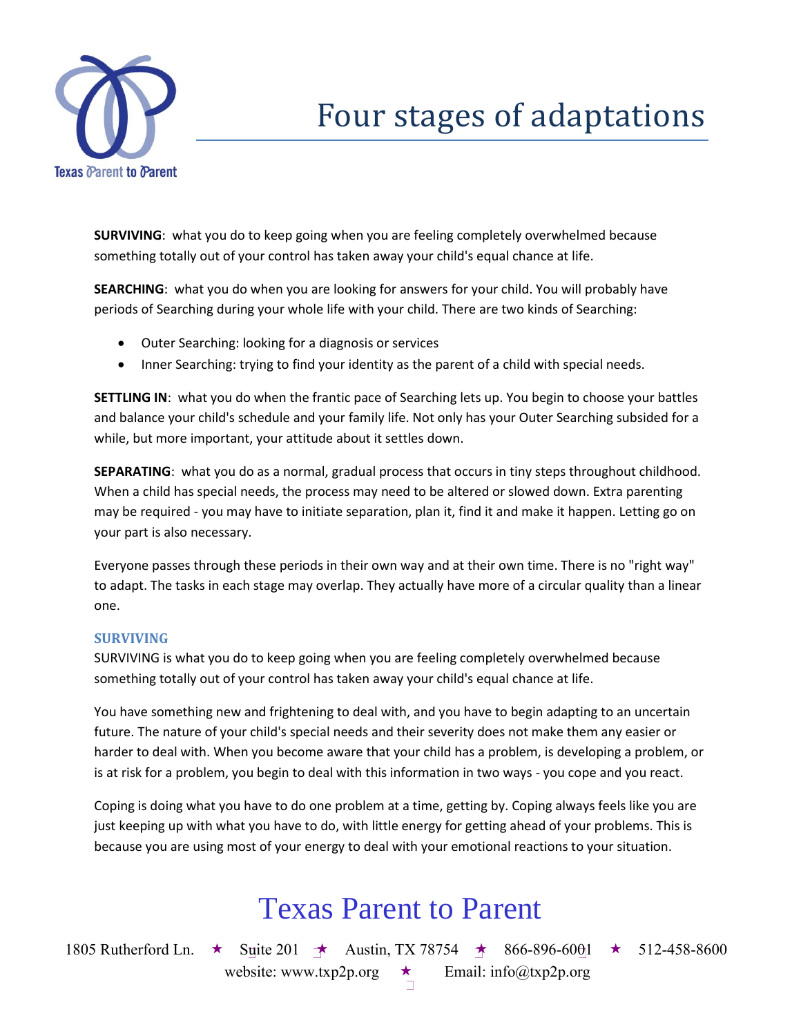# Four stages of adaptations

**SURVIVING**: what you do to keep going when you are feeling completely overwhelmed because something totally out of your control has taken away your child's equal chance at life.

**SEARCHING**: what you do when you are looking for answers for your child. You will probably have periods of Searching during your whole life with your child. There are two kinds of Searching:

- Outer Searching: looking for a diagnosis or services
- Inner Searching: trying to find your identity as the parent of a child with special needs.

**SETTLING IN**: what you do when the frantic pace of Searching lets up. You begin to choose your battles and balance your child's schedule and your family life. Not only has your Outer Searching subsided for a while, but more important, your attitude about it settles down.

**SEPARATING**: what you do as a normal, gradual process that occurs in tiny steps throughout childhood. When a child has special needs, the process may need to be altered or slowed down. Extra parenting may be required - you may have to initiate separation, plan it, find it and make it happen. Letting go on your part is also necessary.

Everyone passes through these periods in their own way and at their own time. There is no "right way" to adapt. The tasks in each stage may overlap. They actually have more of a circular quality than a linear one.

## SURVIVING

SURVIVING is what you do to keep going when you are feeling completely overwhelmed because something totally out of your control has taken away your child's equal chance at life.

You have something new and frightening to deal with, and you have to begin adapting to an uncertain future. The nature of your child's special needs and their severity does not make them any easier or harder to deal with. When you become aware that your child has a problem, is developing a problem, or is at risk for a problem, you begin to deal with this information in two ways - you cope and you react.

Coping is doing what you have to do one problem at a time, getting by. Coping always feels like you are just keeping up with what you have to do, with little energy for getting ahead of your problems. This is because you are using most of your energy to deal with your emotional reactions to your situation.

Texas Parent to Parent

1805 Rutherford Ln. ★ Suite 201 ★ Austin, TX 78754 ★ 866-896-6001 ★ 512-458-8600
website: www.txp2p.org ★ Email: info@txp2p.org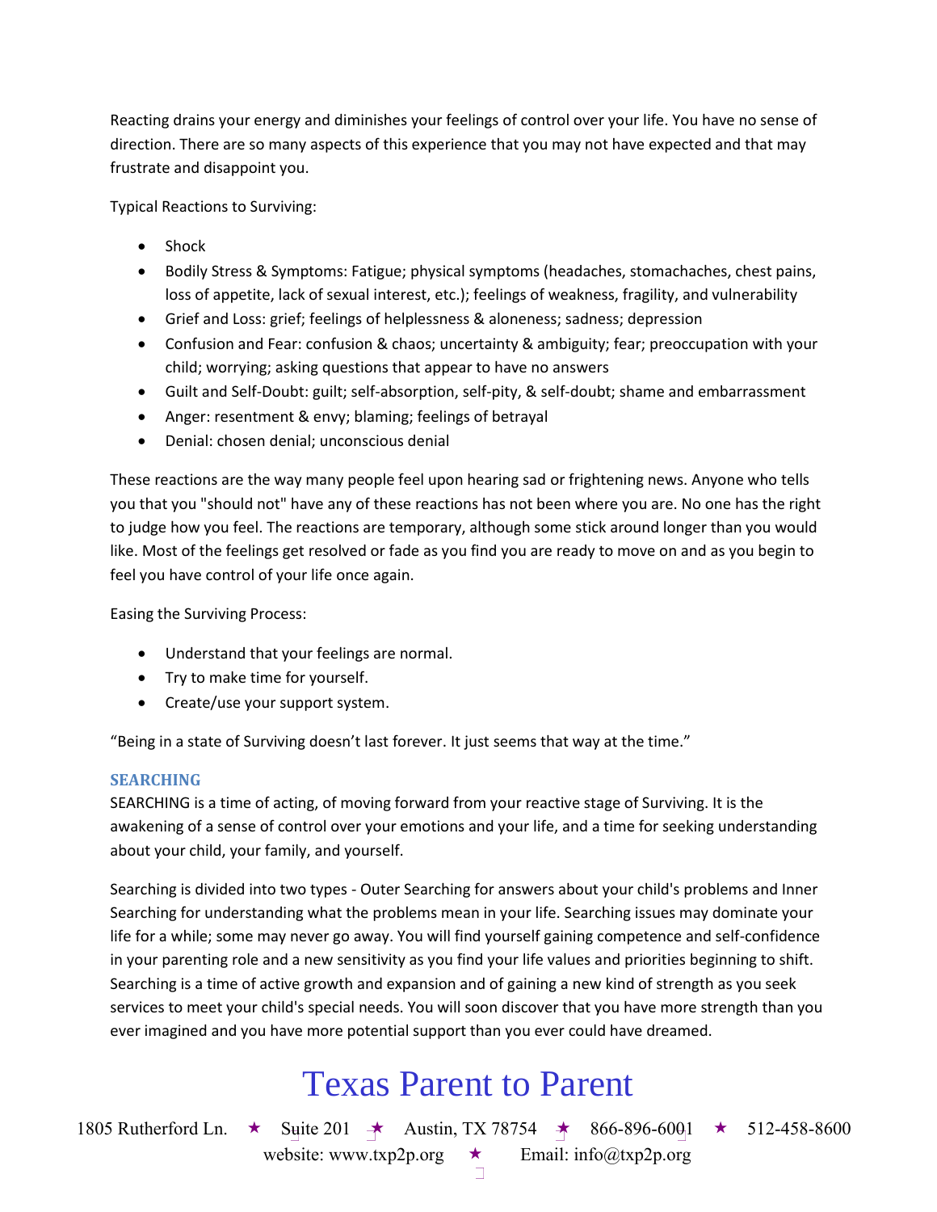Reacting drains your energy and diminishes your feelings of control over your life. You have no sense of direction. There are so many aspects of this experience that you may not have expected and that may frustrate and disappoint you.

Typical Reactions to Surviving:

- Shock
- Bodily Stress & Symptoms: Fatigue; physical symptoms (headaches, stomachaches, chest pains, loss of appetite, lack of sexual interest, etc.); feelings of weakness, fragility, and vulnerability
- Grief and Loss: grief; feelings of helplessness & aloneness; sadness; depression
- Confusion and Fear: confusion & chaos; uncertainty & ambiguity; fear; preoccupation with your child; worrying; asking questions that appear to have no answers
- Guilt and Self-Doubt: guilt; self-absorption, self-pity, & self-doubt; shame and embarrassment
- Anger: resentment & envy; blaming; feelings of betrayal
- Denial: chosen denial; unconscious denial

These reactions are the way many people feel upon hearing sad or frightening news. Anyone who tells you that you "should not" have any of these reactions has not been where you are. No one has the right to judge how you feel. The reactions are temporary, although some stick around longer than you would like. Most of the feelings get resolved or fade as you find you are ready to move on and as you begin to feel you have control of your life once again.

Easing the Surviving Process:

- Understand that your feelings are normal.
- Try to make time for yourself.
- Create/use your support system.

"Being in a state of Surviving doesn't last forever. It just seems that way at the time."

### SEARCHING

SEARCHING is a time of acting, of moving forward from your reactive stage of Surviving. It is the awakening of a sense of control over your emotions and your life, and a time for seeking understanding about your child, your family, and yourself.

Searching is divided into two types - Outer Searching for answers about your child's problems and Inner Searching for understanding what the problems mean in your life. Searching issues may dominate your life for a while; some may never go away. You will find yourself gaining competence and self-confidence in your parenting role and a new sensitivity as you find your life values and priorities beginning to shift. Searching is a time of active growth and expansion and of gaining a new kind of strength as you seek services to meet your child's special needs. You will soon discover that you have more strength than you ever imagined and you have more potential support than you ever could have dreamed.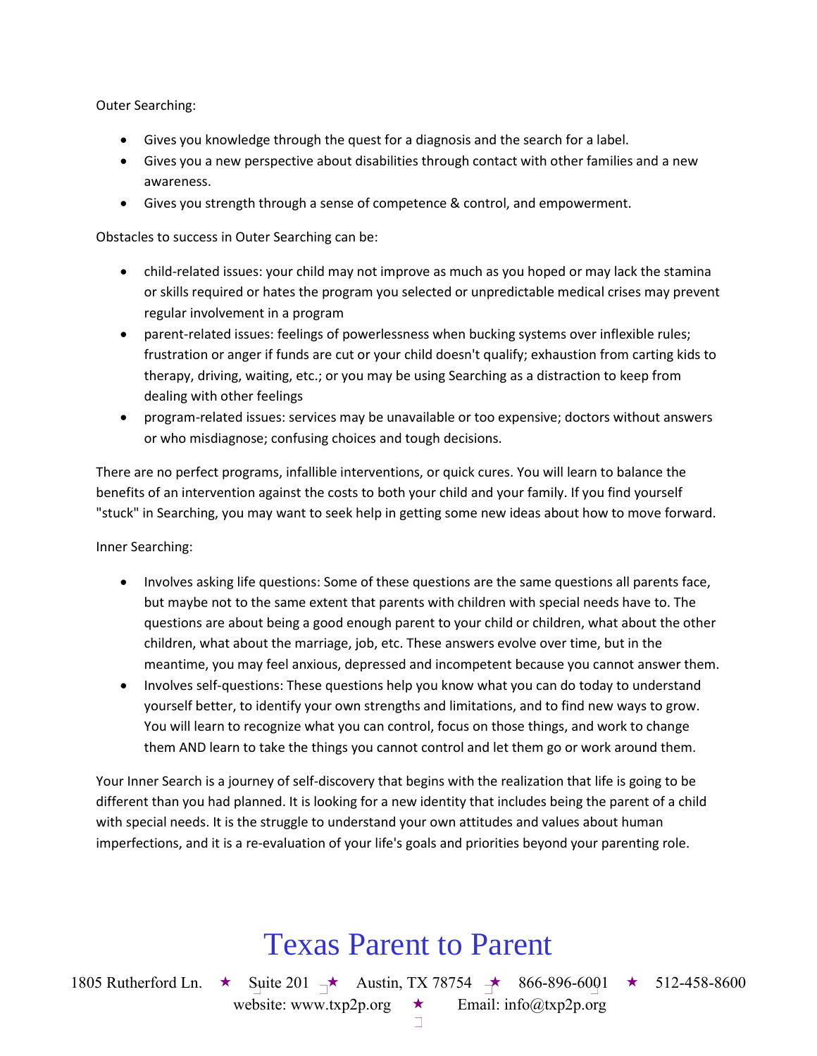Outer Searching:

- Gives you knowledge through the quest for a diagnosis and the search for a label.
- Gives you a new perspective about disabilities through contact with other families and a new awareness.
- Gives you strength through a sense of competence & control, and empowerment.

Obstacles to success in Outer Searching can be:

- child-related issues: your child may not improve as much as you hoped or may lack the stamina or skills required or hates the program you selected or unpredictable medical crises may prevent regular involvement in a program
- parent-related issues: feelings of powerlessness when bucking systems over inflexible rules; frustration or anger if funds are cut or your child doesn't qualify; exhaustion from carting kids to therapy, driving, waiting, etc.; or you may be using Searching as a distraction to keep from dealing with other feelings
- program-related issues: services may be unavailable or too expensive; doctors without answers or who misdiagnose; confusing choices and tough decisions.

There are no perfect programs, infallible interventions, or quick cures. You will learn to balance the benefits of an intervention against the costs to both your child and your family. If you find yourself "stuck" in Searching, you may want to seek help in getting some new ideas about how to move forward.

Inner Searching:

- Involves asking life questions: Some of these questions are the same questions all parents face, but maybe not to the same extent that parents with children with special needs have to. The questions are about being a good enough parent to your child or children, what about the other children, what about the marriage, job, etc. These answers evolve over time, but in the meantime, you may feel anxious, depressed and incompetent because you cannot answer them.
- Involves self-questions: These questions help you know what you can do today to understand yourself better, to identify your own strengths and limitations, and to find new ways to grow. You will learn to recognize what you can control, focus on those things, and work to change them AND learn to take the things you cannot control and let them go or work around them.

Your Inner Search is a journey of self-discovery that begins with the realization that life is going to be different than you had planned. It is looking for a new identity that includes being the parent of a child with special needs. It is the struggle to understand your own attitudes and values about human imperfections, and it is a re-evaluation of your life's goals and priorities beyond your parenting role.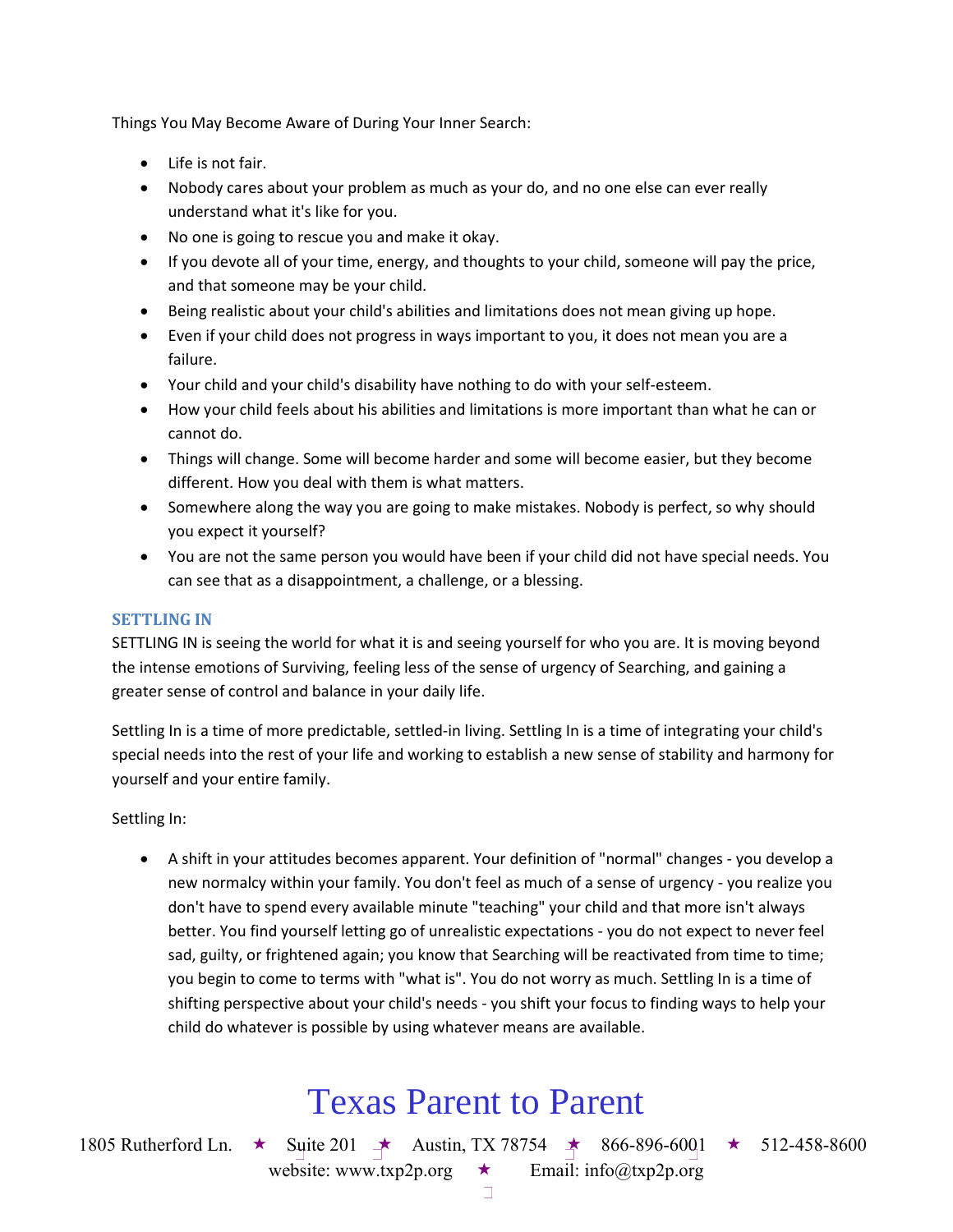Things You May Become Aware of During Your Inner Search:

- Life is not fair.
- Nobody cares about your problem as much as your do, and no one else can ever really understand what it's like for you.
- No one is going to rescue you and make it okay.
- If you devote all of your time, energy, and thoughts to your child, someone will pay the price, and that someone may be your child.
- Being realistic about your child's abilities and limitations does not mean giving up hope.
- Even if your child does not progress in ways important to you, it does not mean you are a failure.
- Your child and your child's disability have nothing to do with your self-esteem.
- How your child feels about his abilities and limitations is more important than what he can or cannot do.
- Things will change. Some will become harder and some will become easier, but they become different. How you deal with them is what matters.
- Somewhere along the way you are going to make mistakes. Nobody is perfect, so why should you expect it yourself?
- You are not the same person you would have been if your child did not have special needs. You can see that as a disappointment, a challenge, or a blessing.

### SETTLING IN

SETTLING IN is seeing the world for what it is and seeing yourself for who you are. It is moving beyond the intense emotions of Surviving, feeling less of the sense of urgency of Searching, and gaining a greater sense of control and balance in your daily life.

Settling In is a time of more predictable, settled-in living. Settling In is a time of integrating your child's special needs into the rest of your life and working to establish a new sense of stability and harmony for yourself and your entire family.

Settling In:

- A shift in your attitudes becomes apparent. Your definition of "normal" changes - you develop a new normalcy within your family. You don't feel as much of a sense of urgency - you realize you don't have to spend every available minute "teaching" your child and that more isn't always better. You find yourself letting go of unrealistic expectations - you do not expect to never feel sad, guilty, or frightened again; you know that Searching will be reactivated from time to time; you begin to come to terms with "what is". You do not worry as much. Settling In is a time of shifting perspective about your child's needs - you shift your focus to finding ways to help your child do whatever is possible by using whatever means are available.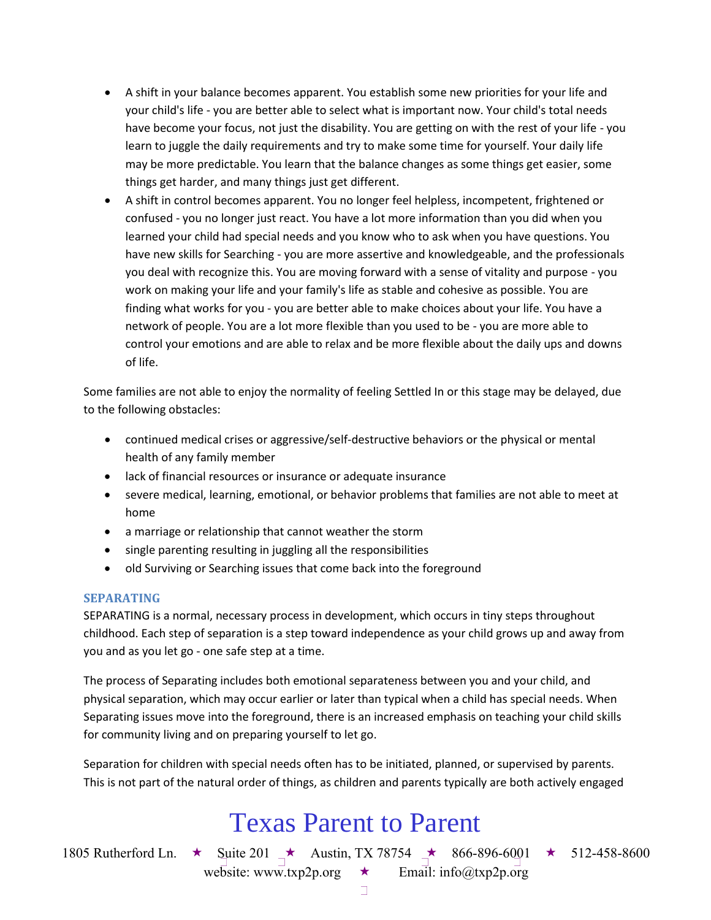- A shift in your balance becomes apparent. You establish some new priorities for your life and your child's life - you are better able to select what is important now. Your child's total needs have become your focus, not just the disability. You are getting on with the rest of your life - you learn to juggle the daily requirements and try to make some time for yourself. Your daily life may be more predictable. You learn that the balance changes as some things get easier, some things get harder, and many things just get different.
- A shift in control becomes apparent. You no longer feel helpless, incompetent, frightened or confused - you no longer just react. You have a lot more information than you did when you learned your child had special needs and you know who to ask when you have questions. You have new skills for Searching - you are more assertive and knowledgeable, and the professionals you deal with recognize this. You are moving forward with a sense of vitality and purpose - you work on making your life and your family's life as stable and cohesive as possible. You are finding what works for you - you are better able to make choices about your life. You have a network of people. You are a lot more flexible than you used to be - you are more able to control your emotions and are able to relax and be more flexible about the daily ups and downs of life.

Some families are not able to enjoy the normality of feeling Settled In or this stage may be delayed, due to the following obstacles:

- continued medical crises or aggressive/self-destructive behaviors or the physical or mental health of any family member
- lack of financial resources or insurance or adequate insurance
- severe medical, learning, emotional, or behavior problems that families are not able to meet at home
- a marriage or relationship that cannot weather the storm
- single parenting resulting in juggling all the responsibilities
- old Surviving or Searching issues that come back into the foreground

### SEPARATING

SEPARATING is a normal, necessary process in development, which occurs in tiny steps throughout childhood. Each step of separation is a step toward independence as your child grows up and away from you and as you let go - one safe step at a time.

The process of Separating includes both emotional separateness between you and your child, and physical separation, which may occur earlier or later than typical when a child has special needs. When Separating issues move into the foreground, there is an increased emphasis on teaching your child skills for community living and on preparing yourself to let go.

Separation for children with special needs often has to be initiated, planned, or supervised by parents. This is not part of the natural order of things, as children and parents typically are both actively engaged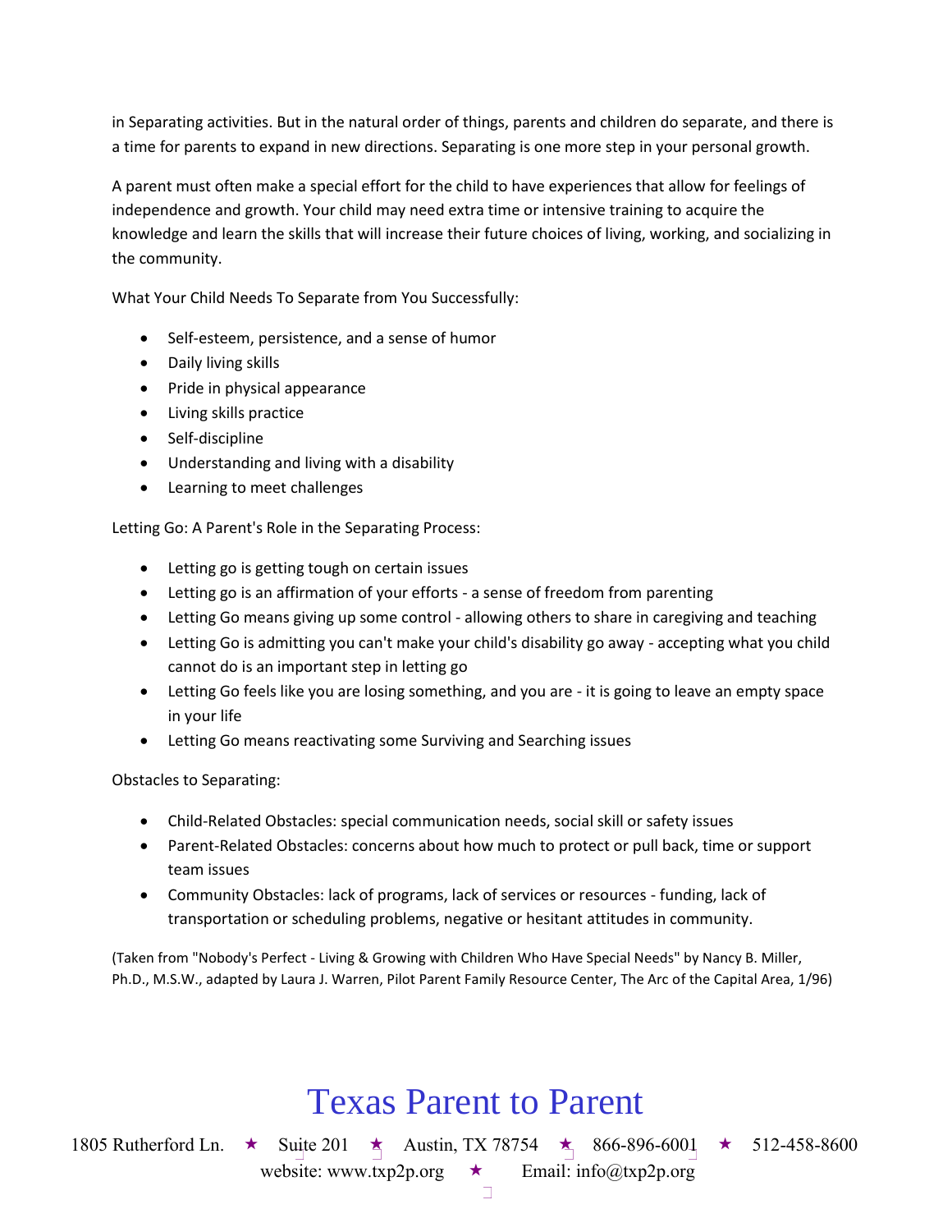in Separating activities. But in the natural order of things, parents and children do separate, and there is a time for parents to expand in new directions. Separating is one more step in your personal growth.

A parent must often make a special effort for the child to have experiences that allow for feelings of independence and growth. Your child may need extra time or intensive training to acquire the knowledge and learn the skills that will increase their future choices of living, working, and socializing in the community.

What Your Child Needs To Separate from You Successfully:

- Self-esteem, persistence, and a sense of humor
- Daily living skills
- Pride in physical appearance
- Living skills practice
- Self-discipline
- Understanding and living with a disability
- Learning to meet challenges

Letting Go: A Parent's Role in the Separating Process:

- Letting go is getting tough on certain issues
- Letting go is an affirmation of your efforts - a sense of freedom from parenting
- Letting Go means giving up some control - allowing others to share in caregiving and teaching
- Letting Go is admitting you can't make your child's disability go away - accepting what you child cannot do is an important step in letting go
- Letting Go feels like you are losing something, and you are - it is going to leave an empty space in your life
- Letting Go means reactivating some Surviving and Searching issues

Obstacles to Separating:

- Child-Related Obstacles: special communication needs, social skill or safety issues
- Parent-Related Obstacles: concerns about how much to protect or pull back, time or support team issues
- Community Obstacles: lack of programs, lack of services or resources - funding, lack of transportation or scheduling problems, negative or hesitant attitudes in community.

(Taken from "Nobody's Perfect - Living & Growing with Children Who Have Special Needs" by Nancy B. Miller, Ph.D., M.S.W., adapted by Laura J. Warren, Pilot Parent Family Resource Center, The Arc of the Capital Area, 1/96)

# Texas Parent to Parent

1805 Rutherford Ln. ★ Suite 201 ★ Austin, TX 78754 ★ 866-896-6001 ★ 512-458-8600
website: www.txp2p.org ★ Email: info@txp2p.org